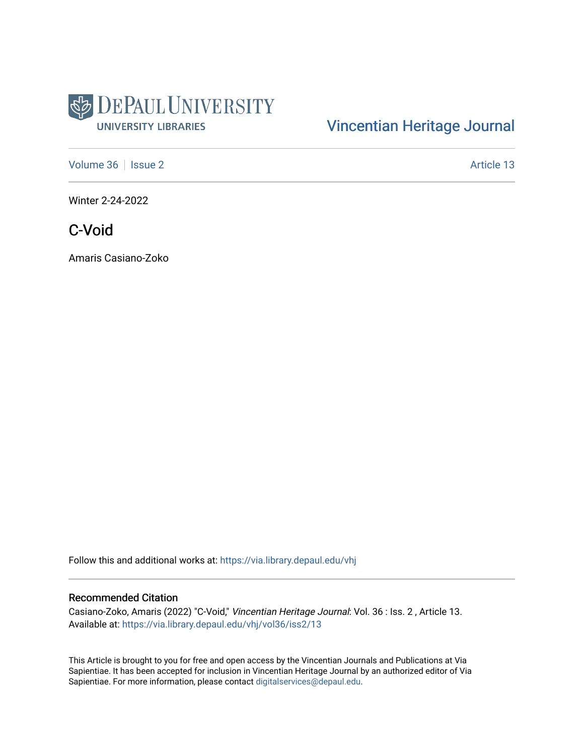DePaul University
UNIVERSITY LIBRARIES

Vincentian Heritage Journal

Volume 36 | Issue 2 | Article 13

Winter 2-24-2022

# C-Void

Amaris Casiano-Zoko

Follow this and additional works at: https://via.library.depaul.edu/vhj

## Recommended Citation

Casiano-Zoko, Amaris (2022) "C-Void," *Vincentian Heritage Journal*: Vol. 36 : Iss. 2 , Article 13. Available at: https://via.library.depaul.edu/vhj/vol36/iss2/13

This Article is brought to you for free and open access by the Vincentian Journals and Publications at Via Sapientiae. It has been accepted for inclusion in Vincentian Heritage Journal by an authorized editor of Via Sapientiae. For more information, please contact digitalservices@depaul.edu.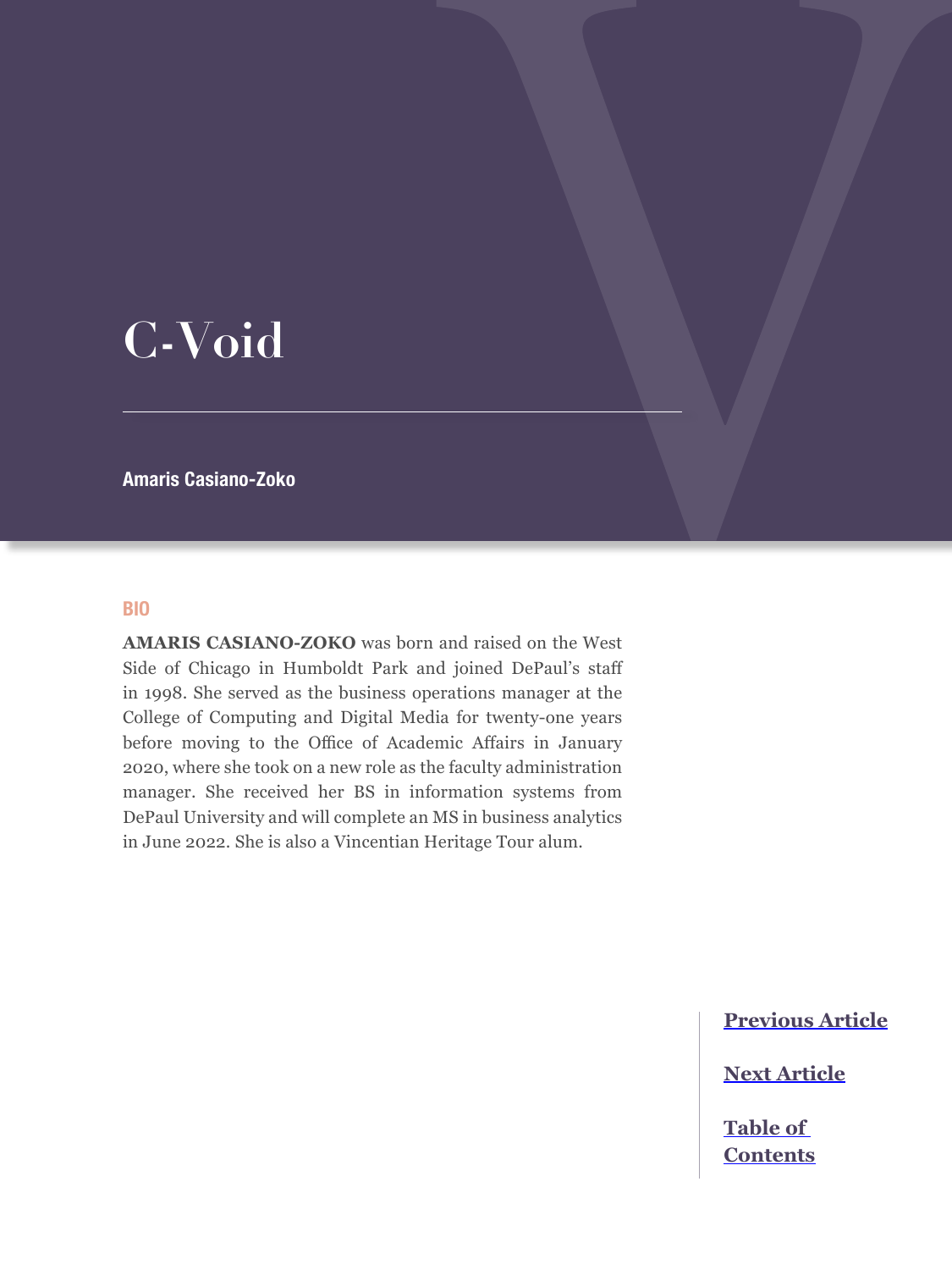# C-Void

Amaris Casiano-Zoko

## BIO

**AMARIS CASIANO-ZOKO** was born and raised on the West Side of Chicago in Humboldt Park and joined DePaul's staff in 1998. She served as the business operations manager at the College of Computing and Digital Media for twenty-one years before moving to the Office of Academic Affairs in January 2020, where she took on a new role as the faculty administration manager. She received her BS in information systems from DePaul University and will complete an MS in business analytics in June 2022. She is also a Vincentian Heritage Tour alum.

Previous Article

Next Article

Table of Contents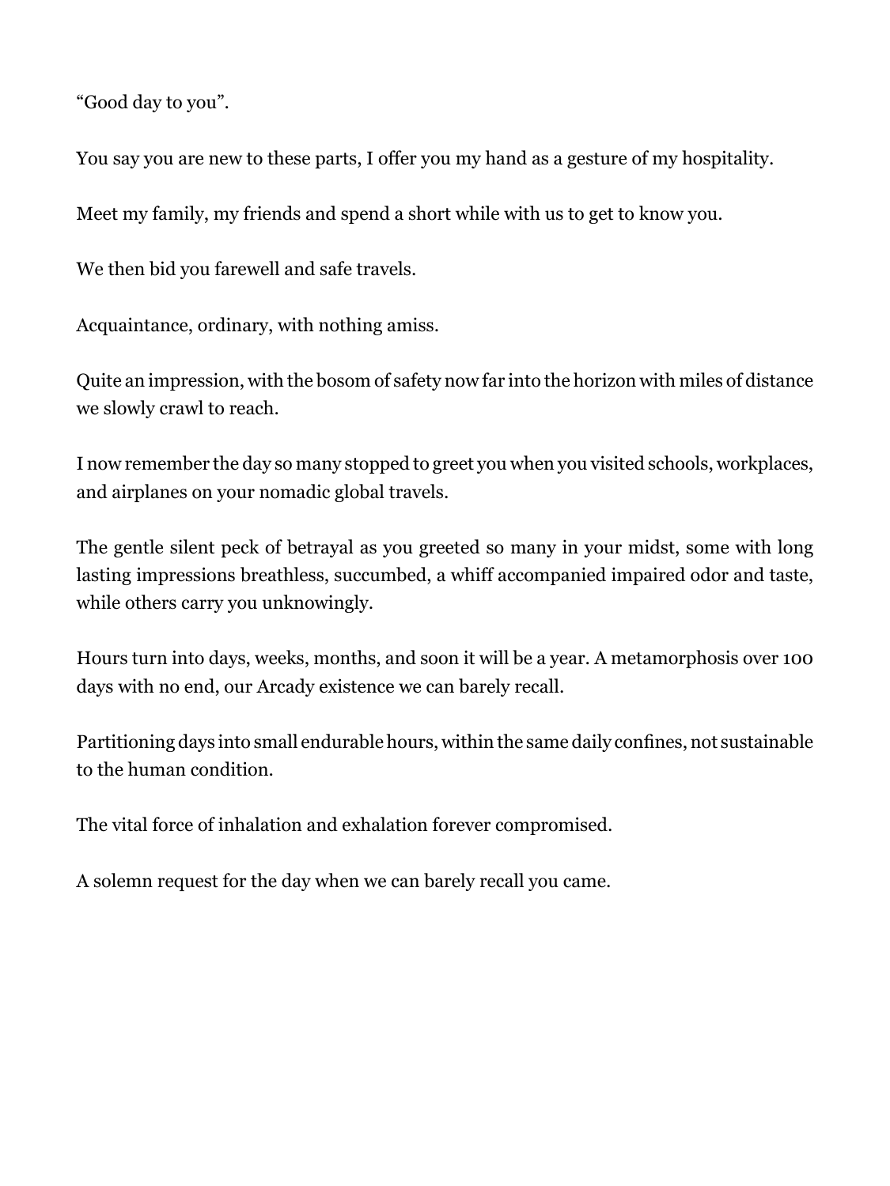"Good day to you".

You say you are new to these parts, I offer you my hand as a gesture of my hospitality.

Meet my family, my friends and spend a short while with us to get to know you.

We then bid you farewell and safe travels.

Acquaintance, ordinary, with nothing amiss.

Quite an impression, with the bosom of safety now far into the horizon with miles of distance we slowly crawl to reach.

I now remember the day so many stopped to greet you when you visited schools, workplaces, and airplanes on your nomadic global travels.

The gentle silent peck of betrayal as you greeted so many in your midst, some with long lasting impressions breathless, succumbed, a whiff accompanied impaired odor and taste, while others carry you unknowingly.

Hours turn into days, weeks, months, and soon it will be a year. A metamorphosis over 100 days with no end, our Arcady existence we can barely recall.

Partitioning days into small endurable hours, within the same daily confines, not sustainable to the human condition.

The vital force of inhalation and exhalation forever compromised.

A solemn request for the day when we can barely recall you came.